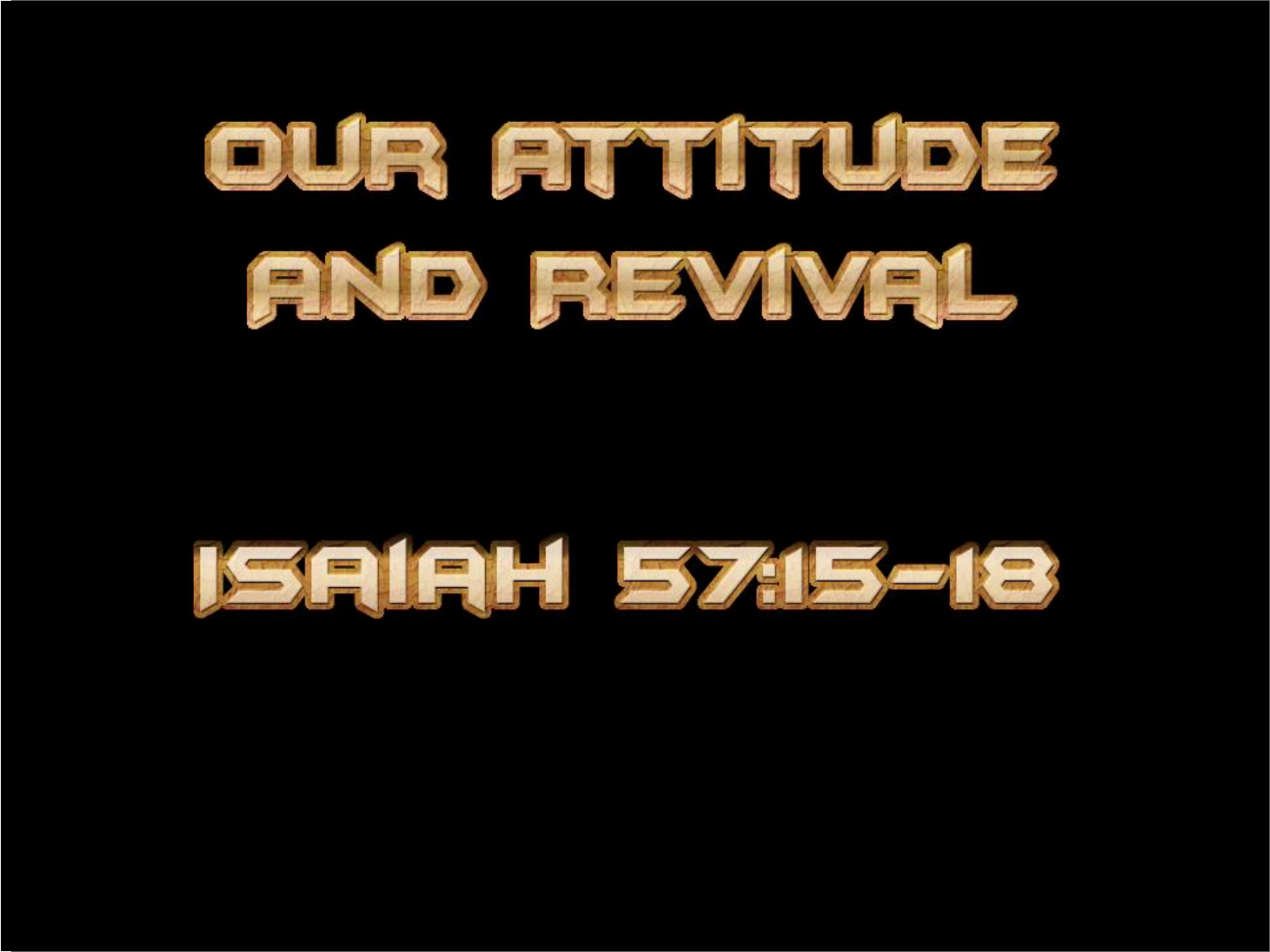# OUR ATTITUDE AND REVIVAL

## ISAIAH 57:15-18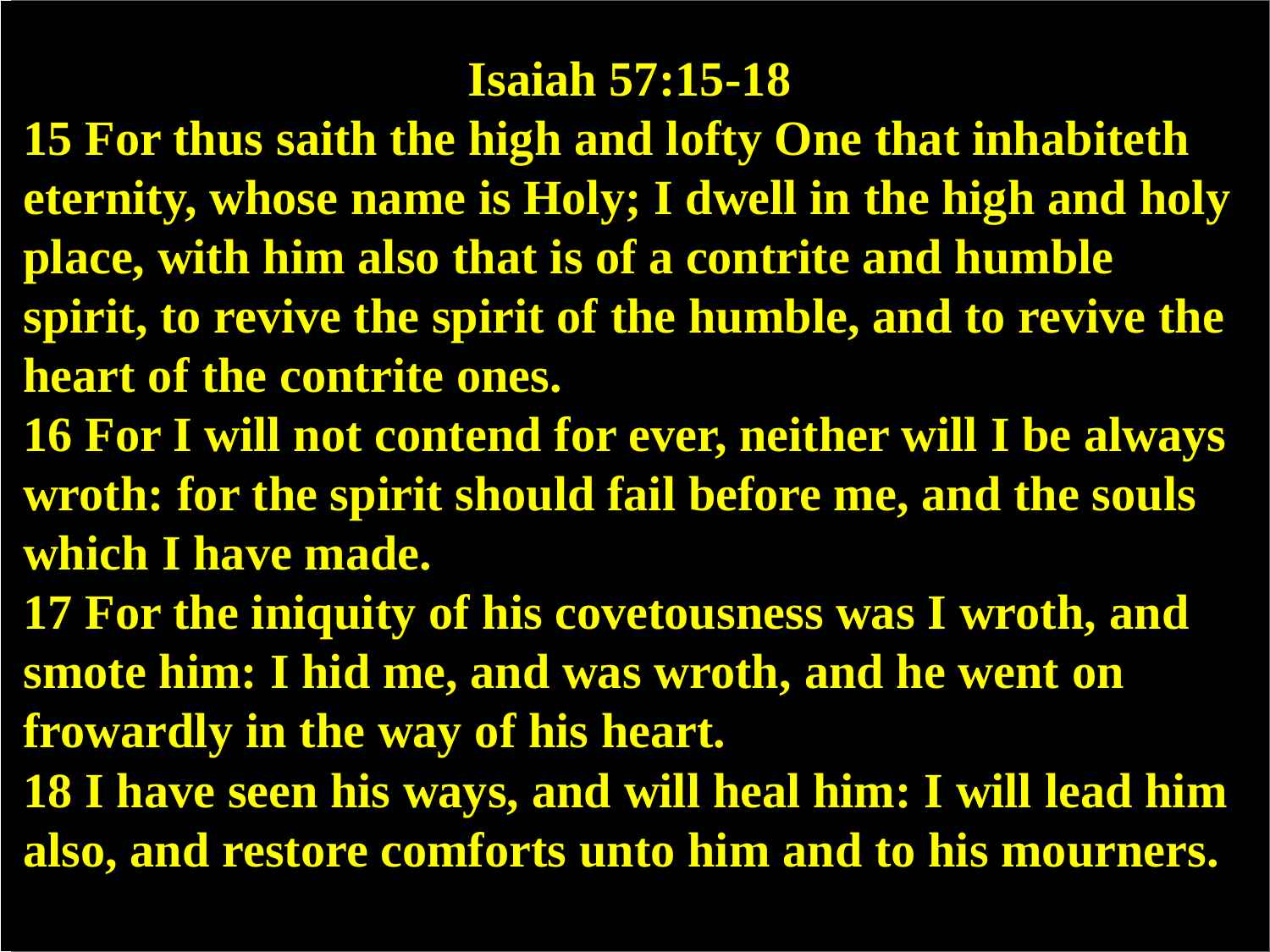# Isaiah 57:15-18

**15 For thus saith the high and lofty One that inhabiteth eternity, whose name is Holy; I dwell in the high and holy place, with him also that is of a contrite and humble spirit, to revive the spirit of the humble, and to revive the heart of the contrite ones.**

**16 For I will not contend for ever, neither will I be always wroth: for the spirit should fail before me, and the souls which I have made.**

**17 For the iniquity of his covetousness was I wroth, and smote him: I hid me, and was wroth, and he went on frowardly in the way of his heart.**

**18 I have seen his ways, and will heal him: I will lead him also, and restore comforts unto him and to his mourners.**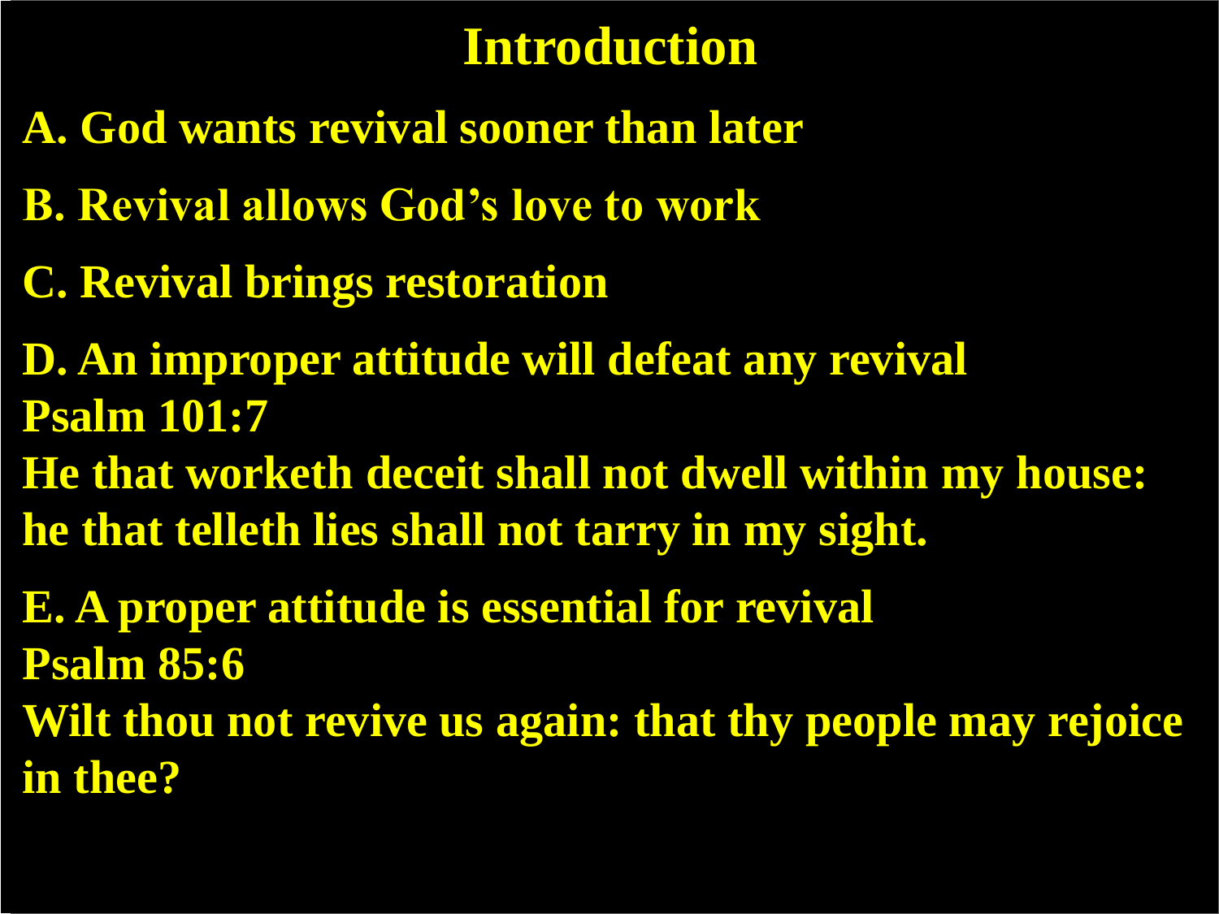# Introduction

**A. God wants revival sooner than later**

**B. Revival allows God's love to work**

**C. Revival brings restoration**

**D. An improper attitude will defeat any revival**
**Psalm 101:7**
**He that worketh deceit shall not dwell within my house: he that telleth lies shall not tarry in my sight.**

**E. A proper attitude is essential for revival**
**Psalm 85:6**
**Wilt thou not revive us again: that thy people may rejoice in thee?**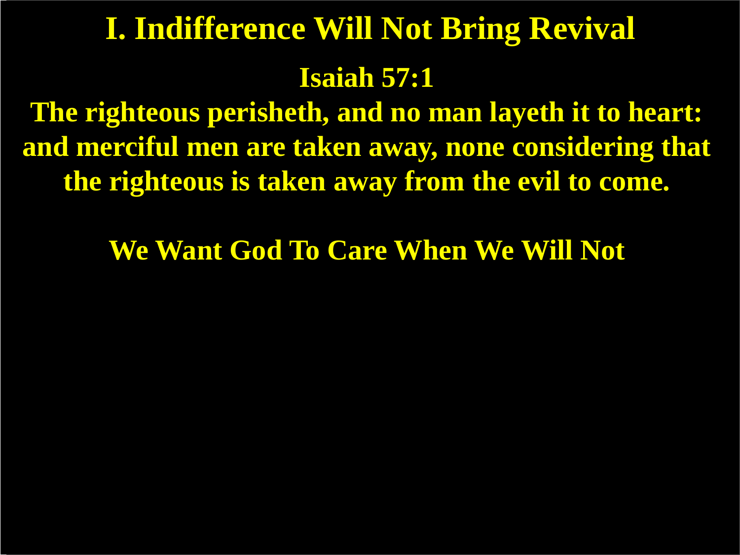# I. Indifference Will Not Bring Revival

**Isaiah 57:1**

**The righteous perisheth, and no man layeth it to heart: and merciful men are taken away, none considering that the righteous is taken away from the evil to come.**

**We Want God To Care When We Will Not**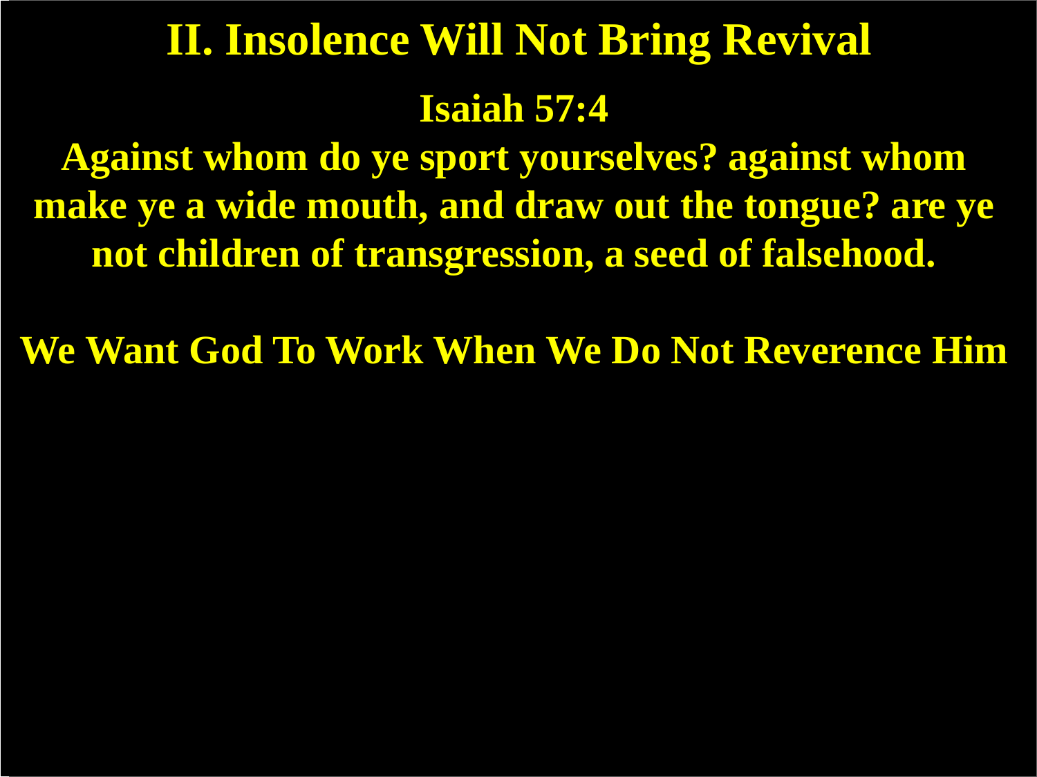# II. Insolence Will Not Bring Revival

**Isaiah 57:4**

**Against whom do ye sport yourselves? against whom make ye a wide mouth, and draw out the tongue? are ye not children of transgression, a seed of falsehood.**

**We Want God To Work When We Do Not Reverence Him**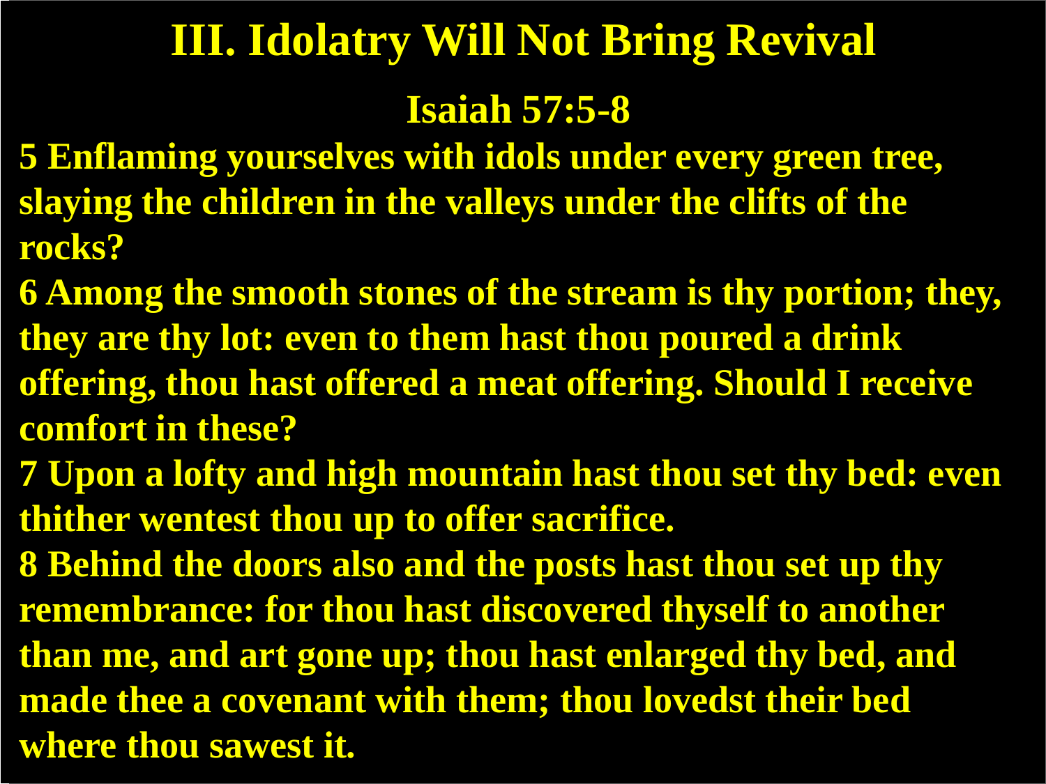# III. Idolatry Will Not Bring Revival

## Isaiah 57:5-8

**5 Enflaming yourselves with idols under every green tree, slaying the children in the valleys under the clifts of the rocks?**

**6 Among the smooth stones of the stream is thy portion; they, they are thy lot: even to them hast thou poured a drink offering, thou hast offered a meat offering. Should I receive comfort in these?**

**7 Upon a lofty and high mountain hast thou set thy bed: even thither wentest thou up to offer sacrifice.**

**8 Behind the doors also and the posts hast thou set up thy remembrance: for thou hast discovered thyself to another than me, and art gone up; thou hast enlarged thy bed, and made thee a covenant with them; thou lovedst their bed where thou sawest it.**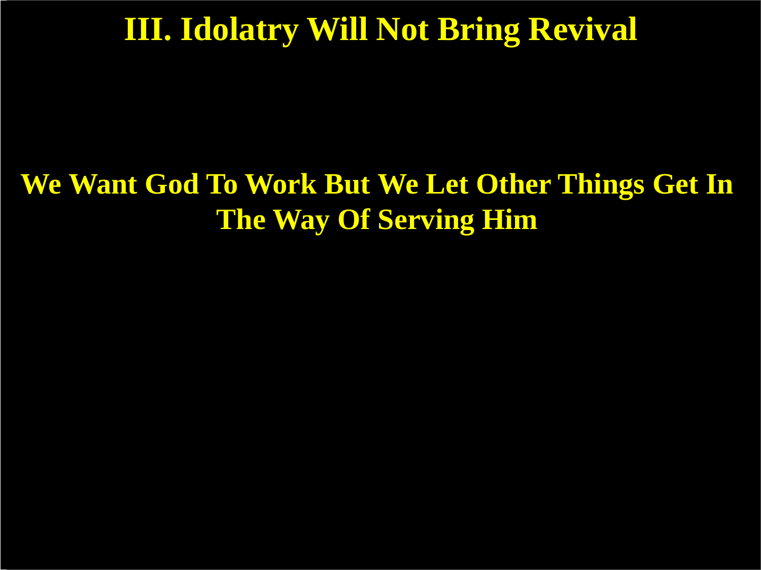# III. Idolatry Will Not Bring Revival

**We Want God To Work But We Let Other Things Get In The Way Of Serving Him**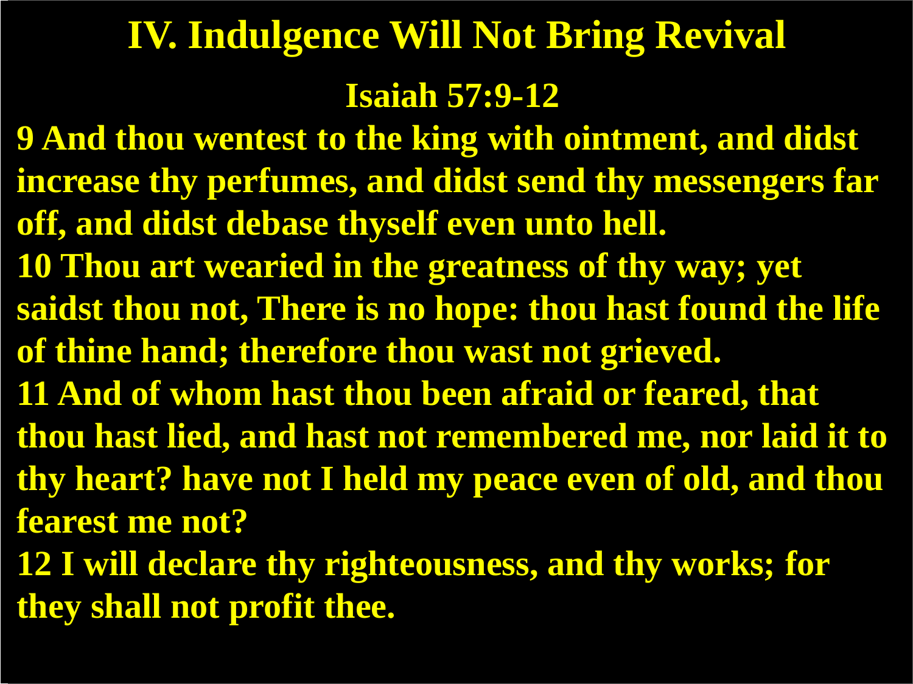# IV. Indulgence Will Not Bring Revival

## Isaiah 57:9-12

**9 And thou wentest to the king with ointment, and didst increase thy perfumes, and didst send thy messengers far off, and didst debase thyself even unto hell.**

**10 Thou art wearied in the greatness of thy way; yet saidst thou not, There is no hope: thou hast found the life of thine hand; therefore thou wast not grieved.**

**11 And of whom hast thou been afraid or feared, that thou hast lied, and hast not remembered me, nor laid it to thy heart? have not I held my peace even of old, and thou fearest me not?**

**12 I will declare thy righteousness, and thy works; for they shall not profit thee.**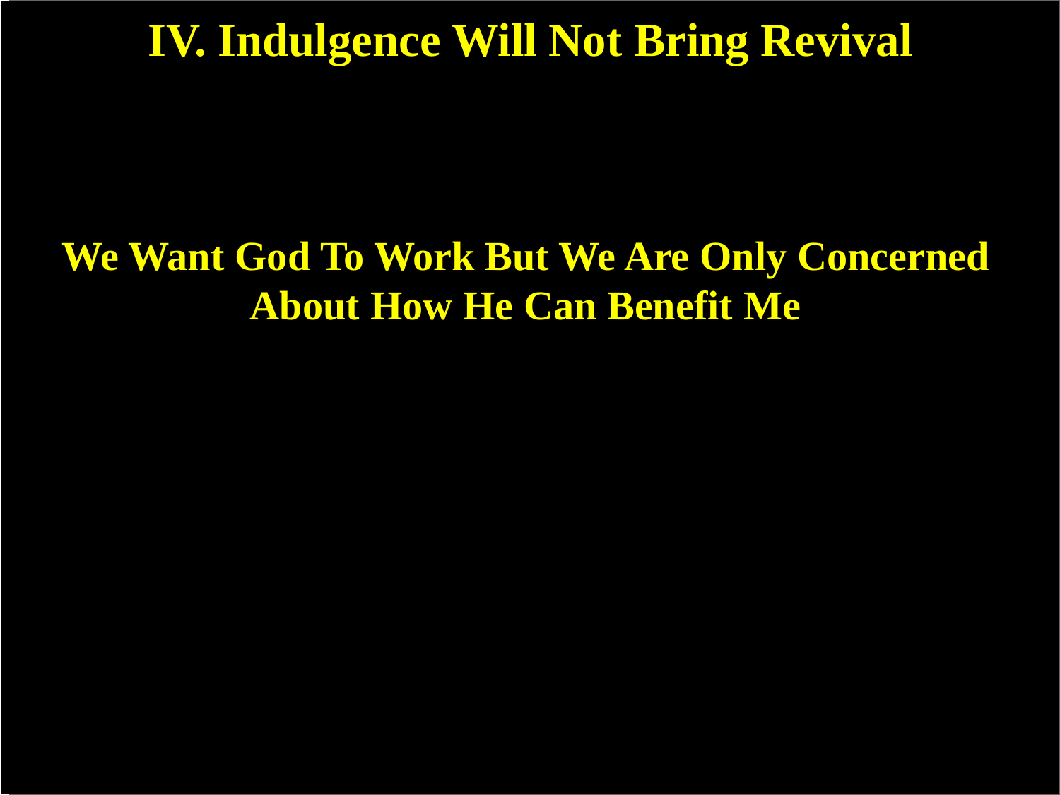# IV. Indulgence Will Not Bring Revival

**We Want God To Work But We Are Only Concerned About How He Can Benefit Me**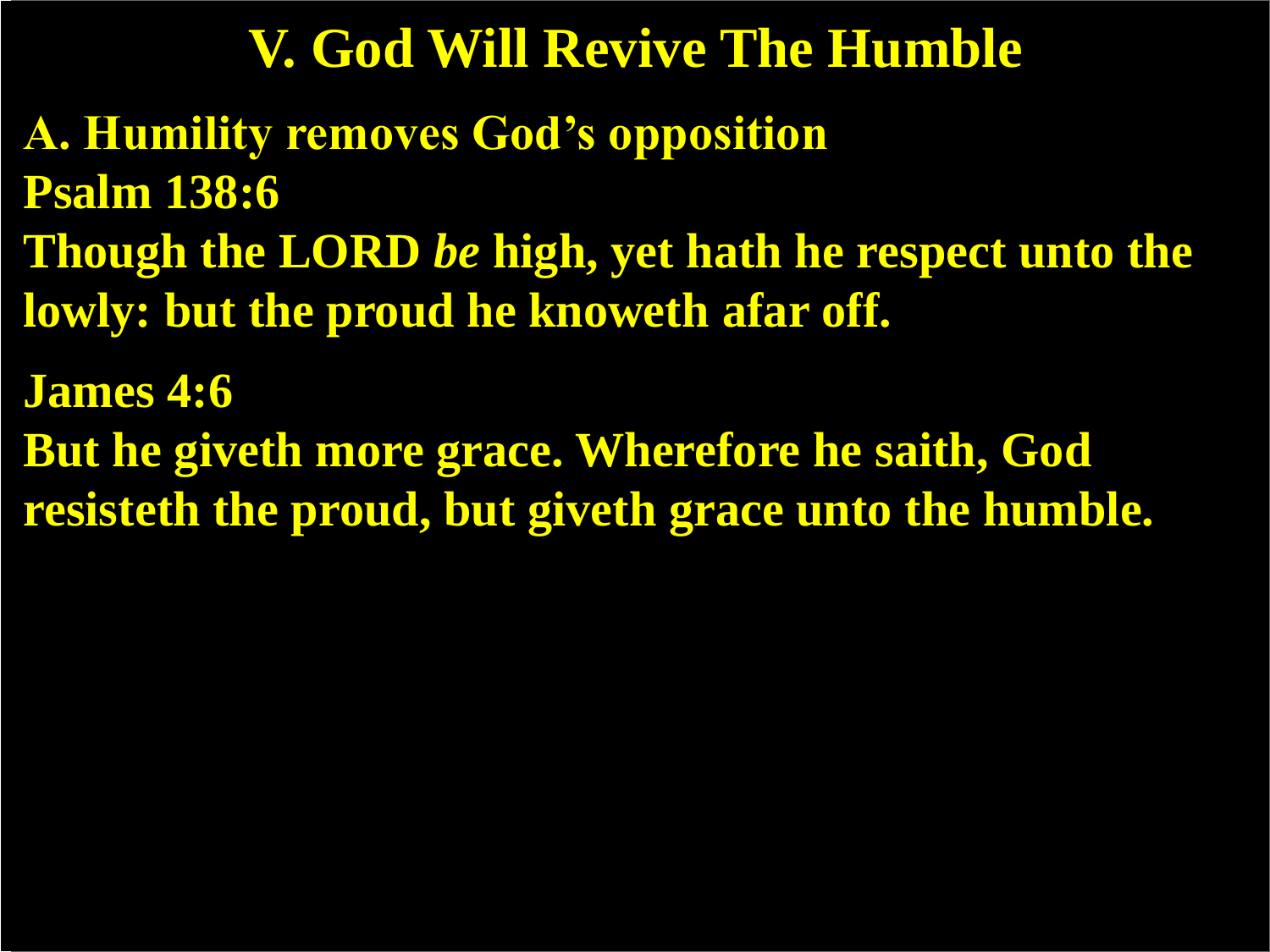# V. God Will Revive The Humble

**A. Humility removes God's opposition**

**Psalm 138:6**

**Though the LORD *be* high, yet hath he respect unto the lowly: but the proud he knoweth afar off.**

**James 4:6**

**But he giveth more grace. Wherefore he saith, God resisteth the proud, but giveth grace unto the humble.**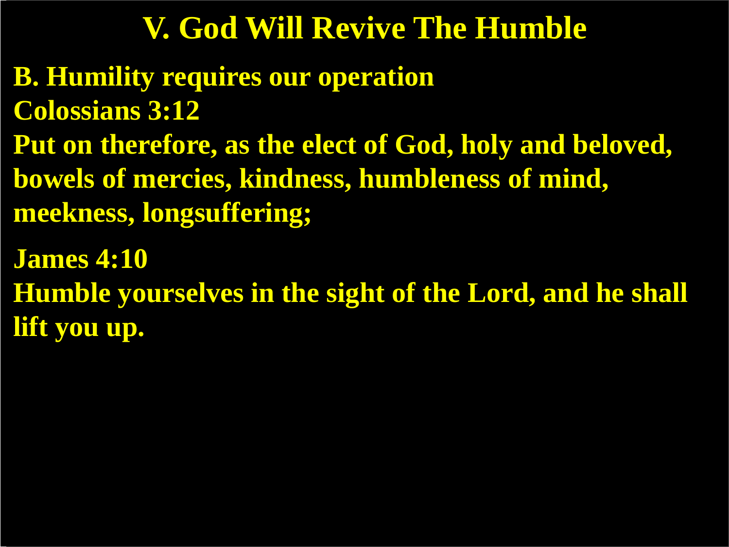# V. God Will Revive The Humble

**B. Humility requires our operation**

**Colossians 3:12**

**Put on therefore, as the elect of God, holy and beloved, bowels of mercies, kindness, humbleness of mind, meekness, longsuffering;**

**James 4:10**

**Humble yourselves in the sight of the Lord, and he shall lift you up.**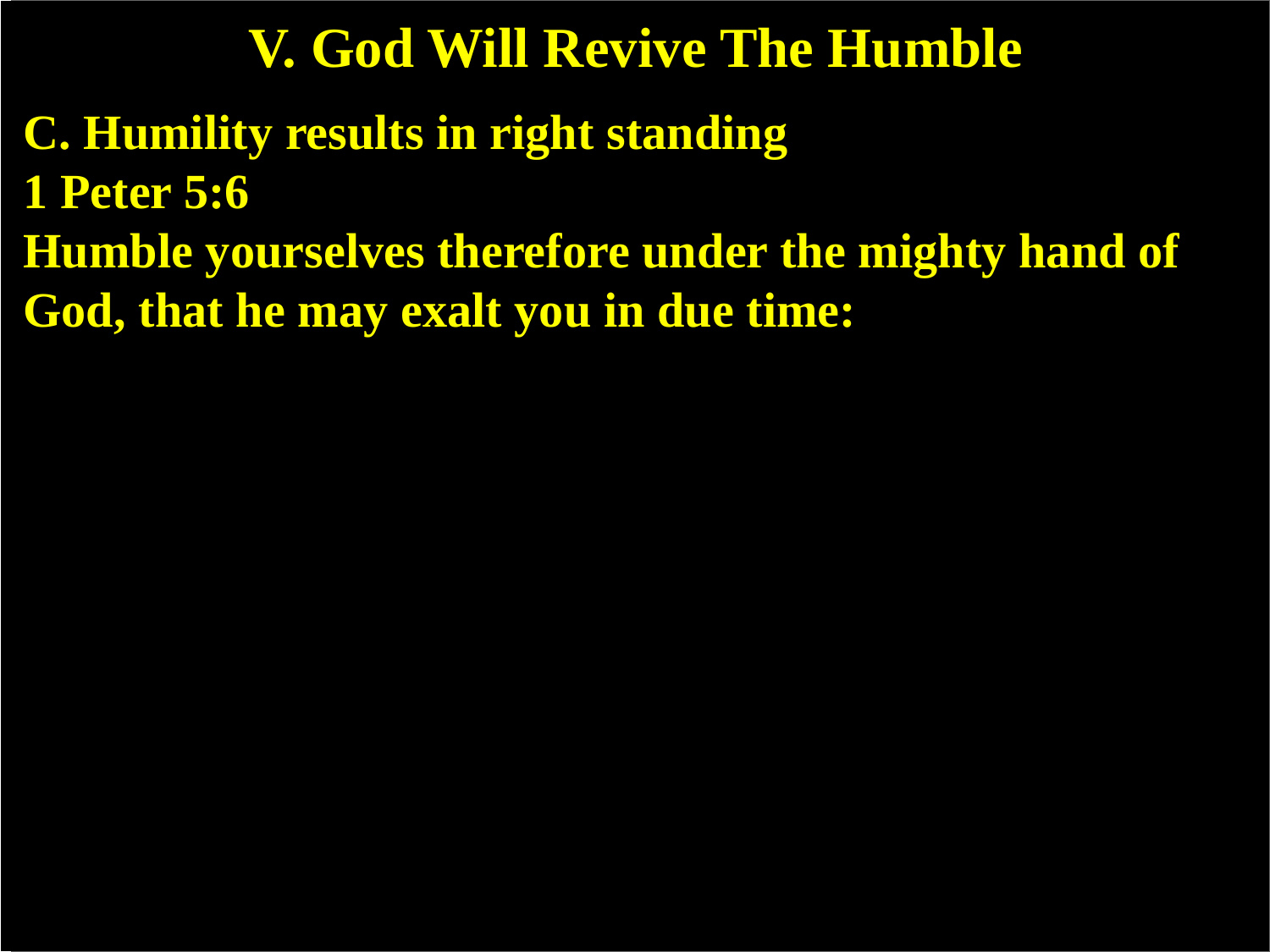# V. God Will Revive The Humble

**C. Humility results in right standing**

**1 Peter 5:6**

**Humble yourselves therefore under the mighty hand of God, that he may exalt you in due time:**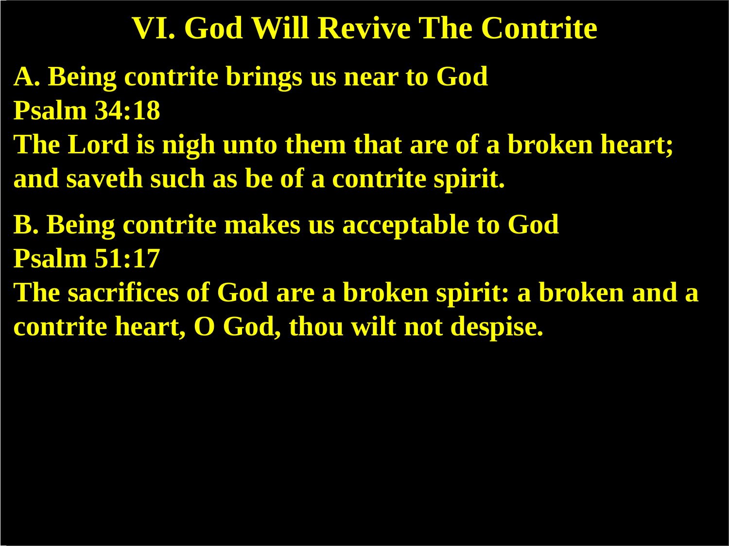# VI. God Will Revive The Contrite

**A. Being contrite brings us near to God**

**Psalm 34:18**

**The Lord is nigh unto them that are of a broken heart; and saveth such as be of a contrite spirit.**

**B. Being contrite makes us acceptable to God**

**Psalm 51:17**

**The sacrifices of God are a broken spirit: a broken and a contrite heart, O God, thou wilt not despise.**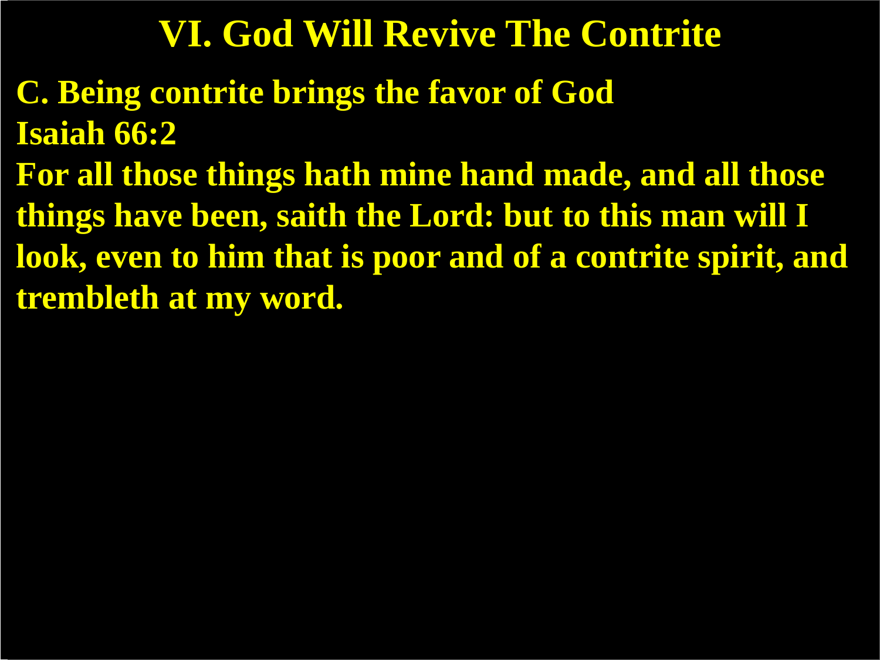# VI. God Will Revive The Contrite

**C. Being contrite brings the favor of God**

**Isaiah 66:2**

**For all those things hath mine hand made, and all those things have been, saith the Lord: but to this man will I look, even to him that is poor and of a contrite spirit, and trembleth at my word.**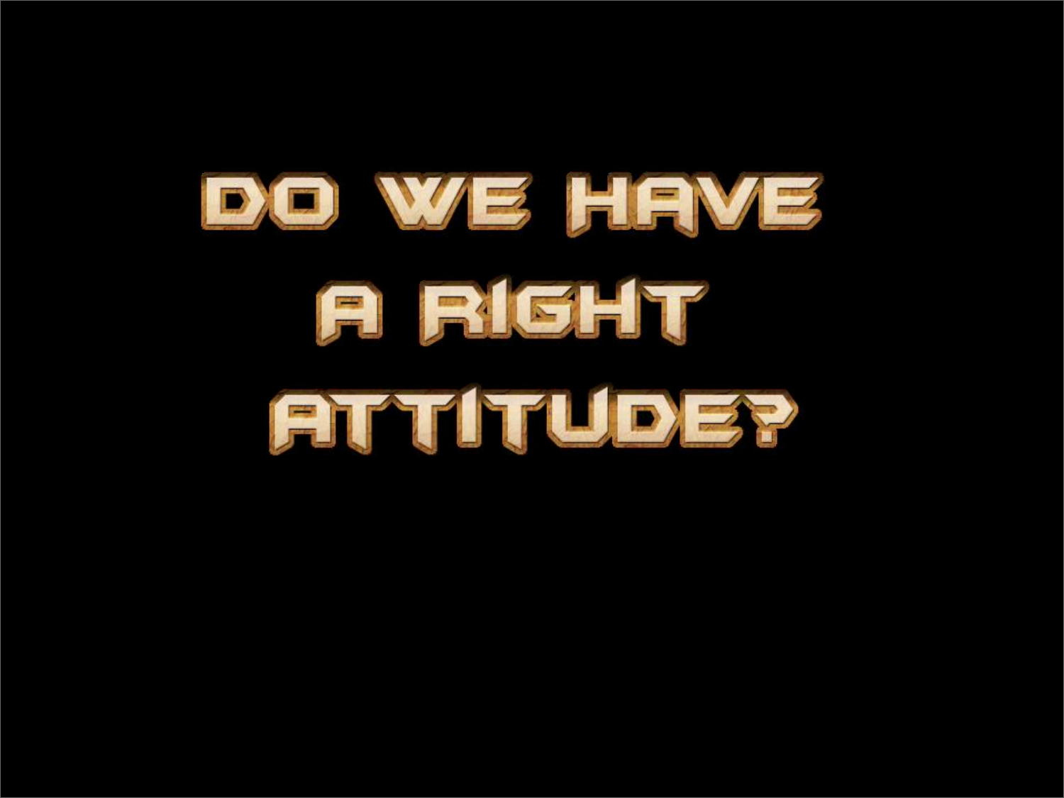# DO WE HAVE A RIGHT ATTITUDE?